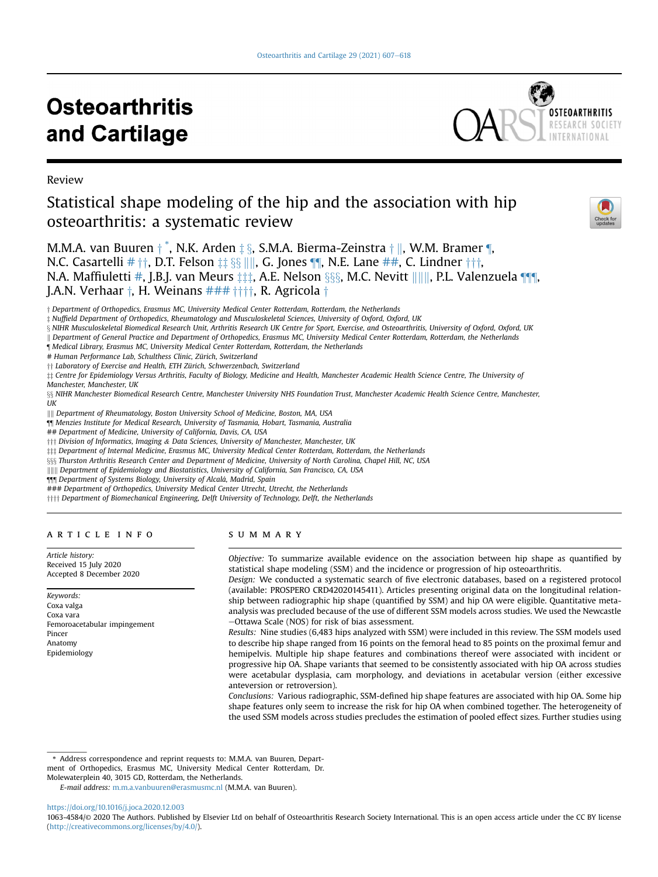Review

# Statistical shape modeling of the hip and the association with hip osteoarthritis: a systematic review

M.M.A. van Buuren [†] [*], N.K. Arden [‡] [§], S.M.A. Bierma-Zeinstra [†] [‖], W.M. Bramer [¶], N.C. Casartelli [#] [††], D.T. Felson [‡‡] [§§] [‖‖], G. Jones [¶¶], N.E. Lane [##], C. Lindner [†††], N.A. Maffiuletti [#], J.B.J. van Meurs [‡‡‡], A.E. Nelson [§§§], M.C. Nevitt [‖‖‖], P.L. Valenzuela [¶¶¶], J.A.N. Verhaar [†], H. Weinans [###] [††††], R. Agricola [†]

† Department of Orthopedics, Erasmus MC, University Medical Center Rotterdam, Rotterdam, the Netherlands
‡ Nuffield Department of Orthopedics, Rheumatology and Musculoskeletal Sciences, University of Oxford, Oxford, UK
§ NIHR Musculoskeletal Biomedical Research Unit, Arthritis Research UK Centre for Sport, Exercise, and Osteoarthritis, University of Oxford, Oxford, UK
‖ Department of General Practice and Department of Orthopedics, Erasmus MC, University Medical Center Rotterdam, Rotterdam, the Netherlands
¶ Medical Library, Erasmus MC, University Medical Center Rotterdam, Rotterdam, the Netherlands
# Human Performance Lab, Schulthess Clinic, Zürich, Switzerland
†† Laboratory of Exercise and Health, ETH Zürich, Schwerzenbach, Switzerland
‡‡ Centre for Epidemiology Versus Arthritis, Faculty of Biology, Medicine and Health, Manchester Academic Health Science Centre, The University of Manchester, Manchester, UK
§§ NIHR Manchester Biomedical Research Centre, Manchester University NHS Foundation Trust, Manchester Academic Health Science Centre, Manchester, UK
‖‖ Department of Rheumatology, Boston University School of Medicine, Boston, MA, USA
¶¶ Menzies Institute for Medical Research, University of Tasmania, Hobart, Tasmania, Australia
## Department of Medicine, University of California, Davis, CA, USA
††† Division of Informatics, Imaging & Data Sciences, University of Manchester, Manchester, UK
‡‡‡ Department of Internal Medicine, Erasmus MC, University Medical Center Rotterdam, Rotterdam, the Netherlands
§§§ Thurston Arthritis Research Center and Department of Medicine, University of North Carolina, Chapel Hill, NC, USA
‖‖‖ Department of Epidemiology and Biostatistics, University of California, San Francisco, CA, USA
¶¶¶ Department of Systems Biology, University of Alcalá, Madrid, Spain
### Department of Orthopedics, University Medical Center Utrecht, Utrecht, the Netherlands
†††† Department of Biomechanical Engineering, Delft University of Technology, Delft, the Netherlands

## ARTICLE INFO

*Article history:*
Received 15 July 2020
Accepted 8 December 2020

*Keywords:*
Coxa valga
Coxa vara
Femoroacetabular impingement
Pincer
Anatomy
Epidemiology

## SUMMARY

*Objective:* To summarize available evidence on the association between hip shape as quantified by statistical shape modeling (SSM) and the incidence or progression of hip osteoarthritis.

*Design:* We conducted a systematic search of five electronic databases, based on a registered protocol (available: PROSPERO CRD42020145411). Articles presenting original data on the longitudinal relationship between radiographic hip shape (quantified by SSM) and hip OA were eligible. Quantitative meta-analysis was precluded because of the use of different SSM models across studies. We used the Newcastle−Ottawa Scale (NOS) for risk of bias assessment.

*Results:* Nine studies (6,483 hips analyzed with SSM) were included in this review. The SSM models used to describe hip shape ranged from 16 points on the femoral head to 85 points on the proximal femur and hemipelvis. Multiple hip shape features and combinations thereof were associated with incident or progressive hip OA. Shape variants that seemed to be consistently associated with hip OA across studies were acetabular dysplasia, cam morphology, and deviations in acetabular version (either excessive anteversion or retroversion).

*Conclusions:* Various radiographic, SSM-defined hip shape features are associated with hip OA. Some hip shape features only seem to increase the risk for hip OA when combined together. The heterogeneity of the used SSM models across studies precludes the estimation of pooled effect sizes. Further studies using

---

\* Address correspondence and reprint requests to: M.M.A. van Buuren, Department of Orthopedics, Erasmus MC, University Medical Center Rotterdam, Dr. Molewaterplein 40, 3015 GD, Rotterdam, the Netherlands.

*E-mail address:* m.m.a.vanbuuren@erasmusmc.nl (M.M.A. van Buuren).

https://doi.org/10.1016/j.joca.2020.12.003

1063-4584/© 2020 The Authors. Published by Elsevier Ltd on behalf of Osteoarthritis Research Society International. This is an open access article under the CC BY license (http://creativecommons.org/licenses/by/4.0/).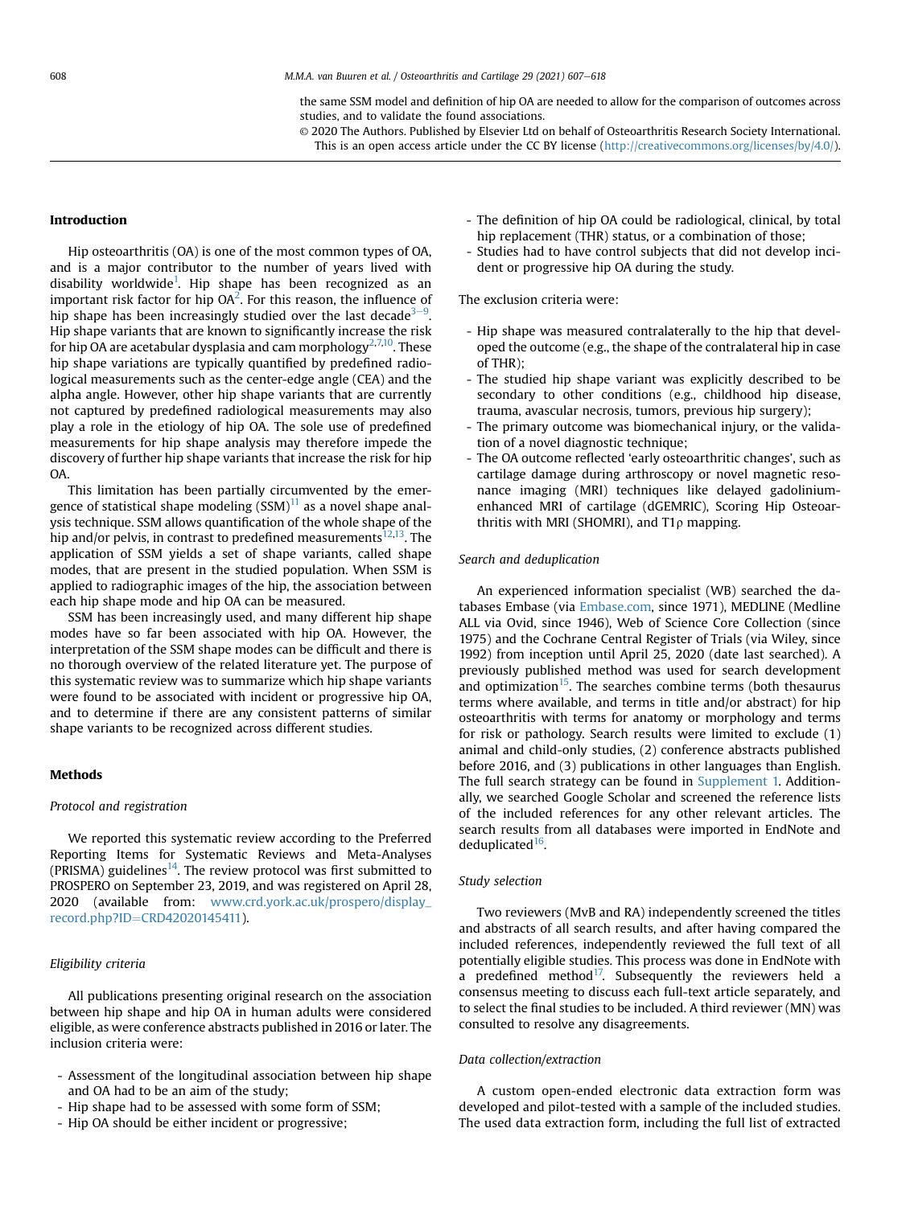the same SSM model and definition of hip OA are needed to allow for the comparison of outcomes across studies, and to validate the found associations.

© 2020 The Authors. Published by Elsevier Ltd on behalf of Osteoarthritis Research Society International. This is an open access article under the CC BY license (http://creativecommons.org/licenses/by/4.0/).

## Introduction

Hip osteoarthritis (OA) is one of the most common types of OA, and is a major contributor to the number of years lived with disability worldwide[1]. Hip shape has been recognized as an important risk factor for hip OA[2]. For this reason, the influence of hip shape has been increasingly studied over the last decade[3–9]. Hip shape variants that are known to significantly increase the risk for hip OA are acetabular dysplasia and cam morphology[2,7,10]. These hip shape variations are typically quantified by predefined radiological measurements such as the center-edge angle (CEA) and the alpha angle. However, other hip shape variants that are currently not captured by predefined radiological measurements may also play a role in the etiology of hip OA. The sole use of predefined measurements for hip shape analysis may therefore impede the discovery of further hip shape variants that increase the risk for hip OA.

This limitation has been partially circumvented by the emergence of statistical shape modeling (SSM)[11] as a novel shape analysis technique. SSM allows quantification of the whole shape of the hip and/or pelvis, in contrast to predefined measurements[12,13]. The application of SSM yields a set of shape variants, called shape modes, that are present in the studied population. When SSM is applied to radiographic images of the hip, the association between each hip shape mode and hip OA can be measured.

SSM has been increasingly used, and many different hip shape modes have so far been associated with hip OA. However, the interpretation of the SSM shape modes can be difficult and there is no thorough overview of the related literature yet. The purpose of this systematic review was to summarize which hip shape variants were found to be associated with incident or progressive hip OA, and to determine if there are any consistent patterns of similar shape variants to be recognized across different studies.

## Methods

### Protocol and registration

We reported this systematic review according to the Preferred Reporting Items for Systematic Reviews and Meta-Analyses (PRISMA) guidelines[14]. The review protocol was first submitted to PROSPERO on September 23, 2019, and was registered on April 28, 2020 (available from: www.crd.york.ac.uk/prospero/display_record.php?ID=CRD42020145411).

### Eligibility criteria

All publications presenting original research on the association between hip shape and hip OA in human adults were considered eligible, as were conference abstracts published in 2016 or later. The inclusion criteria were:

- Assessment of the longitudinal association between hip shape and OA had to be an aim of the study;
- Hip shape had to be assessed with some form of SSM;
- Hip OA should be either incident or progressive;
- The definition of hip OA could be radiological, clinical, by total hip replacement (THR) status, or a combination of those;
- Studies had to have control subjects that did not develop incident or progressive hip OA during the study.

The exclusion criteria were:

- Hip shape was measured contralaterally to the hip that developed the outcome (e.g., the shape of the contralateral hip in case of THR);
- The studied hip shape variant was explicitly described to be secondary to other conditions (e.g., childhood hip disease, trauma, avascular necrosis, tumors, previous hip surgery);
- The primary outcome was biomechanical injury, or the validation of a novel diagnostic technique;
- The OA outcome reflected 'early osteoarthritic changes', such as cartilage damage during arthroscopy or novel magnetic resonance imaging (MRI) techniques like delayed gadolinium-enhanced MRI of cartilage (dGEMRIC), Scoring Hip Osteoarthritis with MRI (SHOMRI), and T1ρ mapping.

### Search and deduplication

An experienced information specialist (WB) searched the databases Embase (via Embase.com, since 1971), MEDLINE (Medline ALL via Ovid, since 1946), Web of Science Core Collection (since 1975) and the Cochrane Central Register of Trials (via Wiley, since 1992) from inception until April 25, 2020 (date last searched). A previously published method was used for search development and optimization[15]. The searches combine terms (both thesaurus terms where available, and terms in title and/or abstract) for hip osteoarthritis with terms for anatomy or morphology and terms for risk or pathology. Search results were limited to exclude (1) animal and child-only studies, (2) conference abstracts published before 2016, and (3) publications in other languages than English. The full search strategy can be found in Supplement 1. Additionally, we searched Google Scholar and screened the reference lists of the included references for any other relevant articles. The search results from all databases were imported in EndNote and deduplicated[16].

### Study selection

Two reviewers (MvB and RA) independently screened the titles and abstracts of all search results, and after having compared the included references, independently reviewed the full text of all potentially eligible studies. This process was done in EndNote with a predefined method[17]. Subsequently the reviewers held a consensus meeting to discuss each full-text article separately, and to select the final studies to be included. A third reviewer (MN) was consulted to resolve any disagreements.

### Data collection/extraction

A custom open-ended electronic data extraction form was developed and pilot-tested with a sample of the included studies. The used data extraction form, including the full list of extracted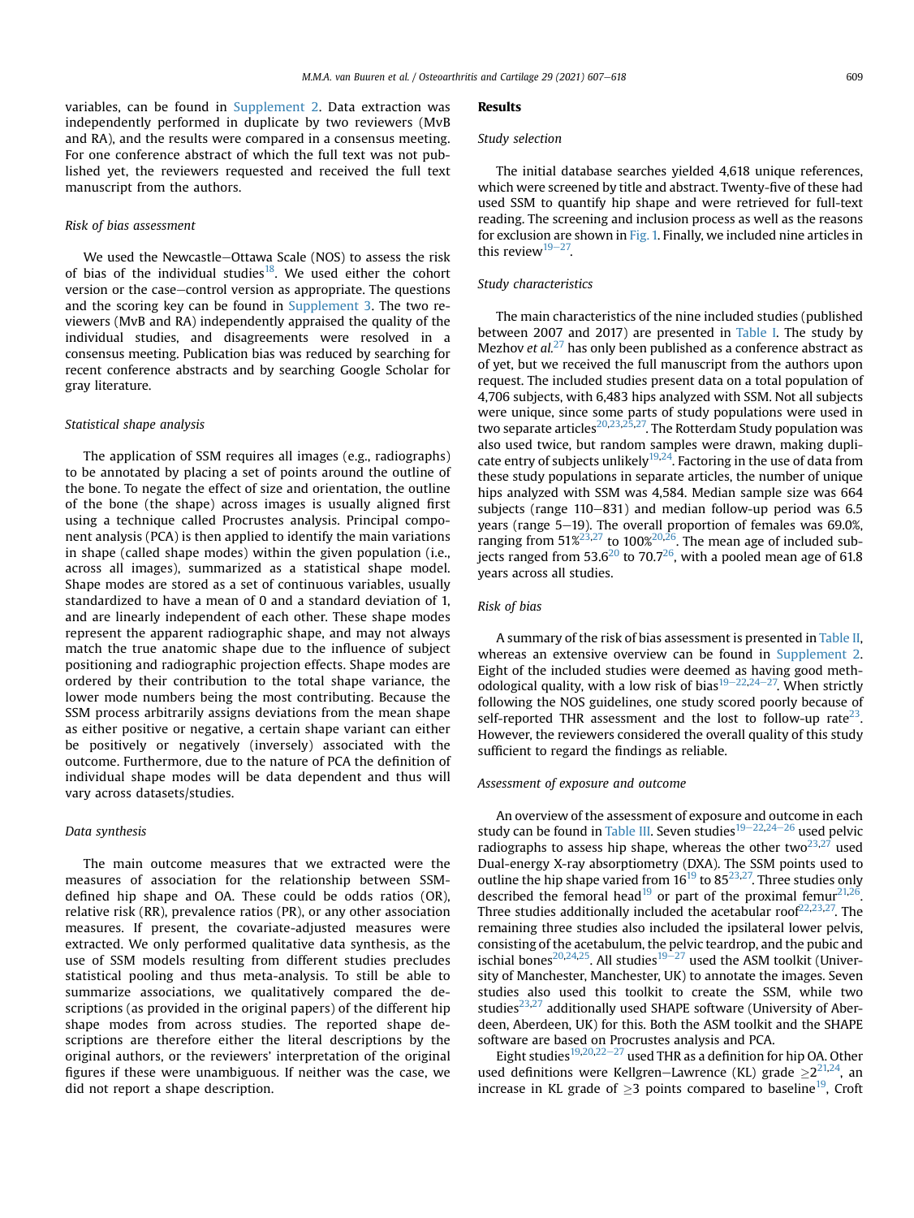variables, can be found in Supplement 2. Data extraction was independently performed in duplicate by two reviewers (MvB and RA), and the results were compared in a consensus meeting. For one conference abstract of which the full text was not published yet, the reviewers requested and received the full text manuscript from the authors.

### Risk of bias assessment

We used the Newcastle–Ottawa Scale (NOS) to assess the risk of bias of the individual studies[18]. We used either the cohort version or the case–control version as appropriate. The questions and the scoring key can be found in Supplement 3. The two reviewers (MvB and RA) independently appraised the quality of the individual studies, and disagreements were resolved in a consensus meeting. Publication bias was reduced by searching for recent conference abstracts and by searching Google Scholar for gray literature.

### Statistical shape analysis

The application of SSM requires all images (e.g., radiographs) to be annotated by placing a set of points around the outline of the bone. To negate the effect of size and orientation, the outline of the bone (the shape) across images is usually aligned first using a technique called Procrustes analysis. Principal component analysis (PCA) is then applied to identify the main variations in shape (called shape modes) within the given population (i.e., across all images), summarized as a statistical shape model. Shape modes are stored as a set of continuous variables, usually standardized to have a mean of 0 and a standard deviation of 1, and are linearly independent of each other. These shape modes represent the apparent radiographic shape, and may not always match the true anatomic shape due to the influence of subject positioning and radiographic projection effects. Shape modes are ordered by their contribution to the total shape variance, the lower mode numbers being the most contributing. Because the SSM process arbitrarily assigns deviations from the mean shape as either positive or negative, a certain shape variant can either be positively or negatively (inversely) associated with the outcome. Furthermore, due to the nature of PCA the definition of individual shape modes will be data dependent and thus will vary across datasets/studies.

### Data synthesis

The main outcome measures that we extracted were the measures of association for the relationship between SSM-defined hip shape and OA. These could be odds ratios (OR), relative risk (RR), prevalence ratios (PR), or any other association measures. If present, the covariate-adjusted measures were extracted. We only performed qualitative data synthesis, as the use of SSM models resulting from different studies precludes statistical pooling and thus meta-analysis. To still be able to summarize associations, we qualitatively compared the descriptions (as provided in the original papers) of the different hip shape modes from across studies. The reported shape descriptions are therefore either the literal descriptions by the original authors, or the reviewers' interpretation of the original figures if these were unambiguous. If neither was the case, we did not report a shape description.

## Results

### Study selection

The initial database searches yielded 4,618 unique references, which were screened by title and abstract. Twenty-five of these had used SSM to quantify hip shape and were retrieved for full-text reading. The screening and inclusion process as well as the reasons for exclusion are shown in Fig. 1. Finally, we included nine articles in this review[19–27].

### Study characteristics

The main characteristics of the nine included studies (published between 2007 and 2017) are presented in Table I. The study by Mezhov *et al.*[27] has only been published as a conference abstract as of yet, but we received the full manuscript from the authors upon request. The included studies present data on a total population of 4,706 subjects, with 6,483 hips analyzed with SSM. Not all subjects were unique, since some parts of study populations were used in two separate articles[20,23,25,27]. The Rotterdam Study population was also used twice, but random samples were drawn, making duplicate entry of subjects unlikely[19,24]. Factoring in the use of data from these study populations in separate articles, the number of unique hips analyzed with SSM was 4,584. Median sample size was 664 subjects (range 110–831) and median follow-up period was 6.5 years (range 5–19). The overall proportion of females was 69.0%, ranging from 51%[23,27] to 100%[20,26]. The mean age of included subjects ranged from 53.6[20] to 70.7[26], with a pooled mean age of 61.8 years across all studies.

### Risk of bias

A summary of the risk of bias assessment is presented in Table II, whereas an extensive overview can be found in Supplement 2. Eight of the included studies were deemed as having good methodological quality, with a low risk of bias[19–22,24–27]. When strictly following the NOS guidelines, one study scored poorly because of self-reported THR assessment and the lost to follow-up rate[23]. However, the reviewers considered the overall quality of this study sufficient to regard the findings as reliable.

### Assessment of exposure and outcome

An overview of the assessment of exposure and outcome in each study can be found in Table III. Seven studies[19–22,24–26] used pelvic radiographs to assess hip shape, whereas the other two[23,27] used Dual-energy X-ray absorptiometry (DXA). The SSM points used to outline the hip shape varied from 16[19] to 85[23,27]. Three studies only described the femoral head[19] or part of the proximal femur[21,26]. Three studies additionally included the acetabular roof[22,23,27]. The remaining three studies also included the ipsilateral lower pelvis, consisting of the acetabulum, the pelvic teardrop, and the pubic and ischial bones[20,24,25]. All studies[19–27] used the ASM toolkit (University of Manchester, Manchester, UK) to annotate the images. Seven studies also used this toolkit to create the SSM, while two studies[23,27] additionally used SHAPE software (University of Aberdeen, Aberdeen, UK) for this. Both the ASM toolkit and the SHAPE software are based on Procrustes analysis and PCA.

Eight studies[19,20,22–27] used THR as a definition for hip OA. Other used definitions were Kellgren–Lawrence (KL) grade $\geq 2$[21,24], an increase in KL grade of $\geq 3$ points compared to baseline[19], Croft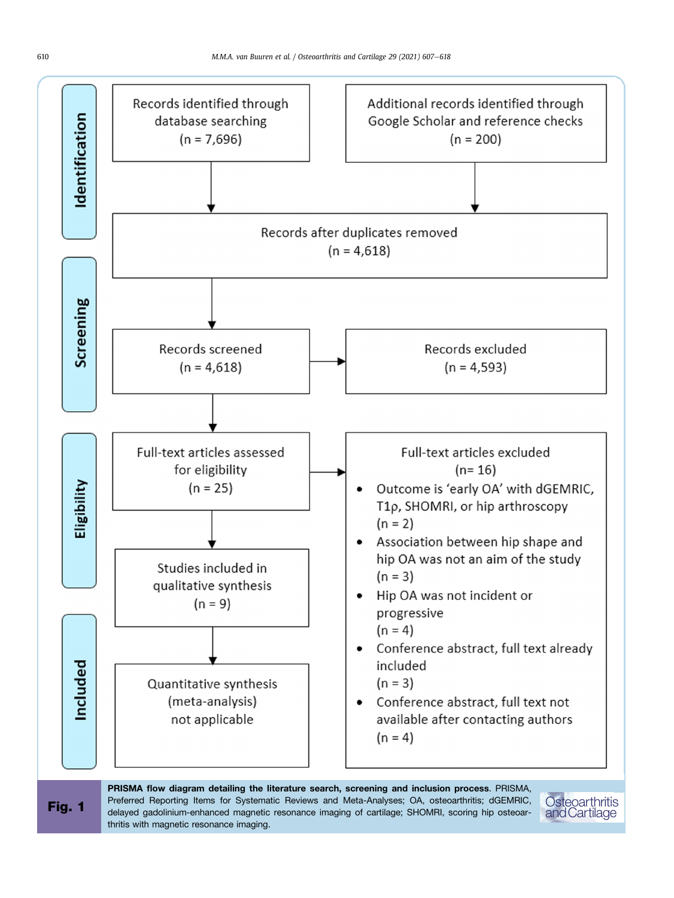**Identification**

Records identified through database searching (n = 7,696)

Additional records identified through Google Scholar and reference checks (n = 200)

Records after duplicates removed (n = 4,618)

**Screening**

Records screened (n = 4,618)

Records excluded (n = 4,593)

**Eligibility**

Full-text articles assessed for eligibility (n = 25)

Full-text articles excluded (n= 16)

- Outcome is 'early OA' with dGEMRIC, T1ρ, SHOMRI, or hip arthroscopy (n = 2)
- Association between hip shape and hip OA was not an aim of the study (n = 3)
- Hip OA was not incident or progressive (n = 4)
- Conference abstract, full text already included (n = 3)
- Conference abstract, full text not available after contacting authors (n = 4)

Studies included in qualitative synthesis (n = 9)

**Included**

Quantitative synthesis (meta-analysis) not applicable

**Fig. 1** **PRISMA flow diagram detailing the literature search, screening and inclusion process**. PRISMA, Preferred Reporting Items for Systematic Reviews and Meta-Analyses; OA, osteoarthritis; dGEMRIC, delayed gadolinium-enhanced magnetic resonance imaging of cartilage; SHOMRI, scoring hip osteoarthritis with magnetic resonance imaging.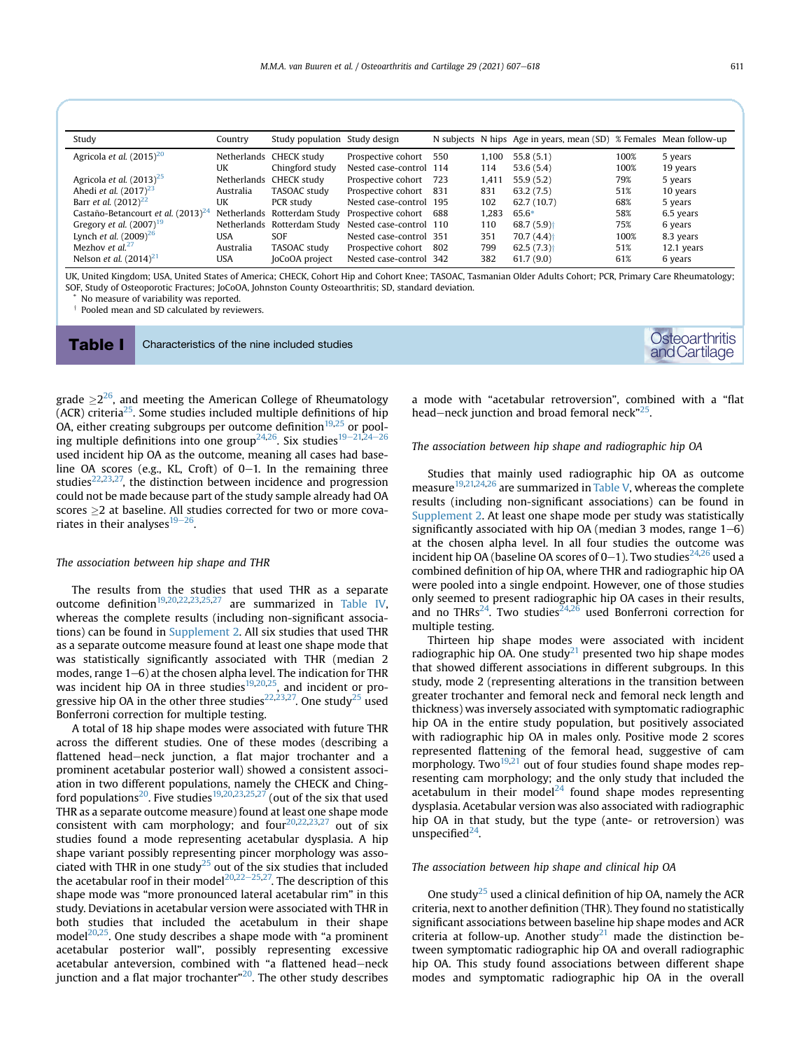| Study | Country | Study population | Study design | N subjects | N hips | Age in years, mean (SD) | % Females | Mean follow-up |
|---|---|---|---|---|---|---|---|---|
| Agricola *et al.* (2015)[20] | Netherlands | CHECK study | Prospective cohort | 550 | 1,100 | 55.8 (5.1) | 100% | 5 years |
| | UK | Chingford study | Nested case-control | 114 | 114 | 53.6 (5.4) | 100% | 19 years |
| Agricola *et al.* (2013)[25] | Netherlands | CHECK study | Prospective cohort | 723 | 1,411 | 55.9 (5.2) | 79% | 5 years |
| Ahedi *et al.* (2017)[23] | Australia | TASOAC study | Prospective cohort | 831 | 831 | 63.2 (7.5) | 51% | 10 years |
| Barr *et al.* (2012)[22] | UK | PCR study | Nested case-control | 195 | 102 | 62.7 (10.7) | 68% | 5 years |
| Castaño-Betancourt *et al.* (2013)[24] | Netherlands | Rotterdam Study | Prospective cohort | 688 | 1,283 | 65.6* | 58% | 6.5 years |
| Gregory *et al.* (2007)[19] | Netherlands | Rotterdam Study | Nested case-control | 110 | 110 | 68.7 (5.9)† | 75% | 6 years |
| Lynch *et al.* (2009)[26] | USA | SOF | Nested case-control | 351 | 351 | 70.7 (4.4)† | 100% | 8.3 years |
| Mezhov *et al.*[27] | Australia | TASOAC study | Prospective cohort | 802 | 799 | 62.5 (7.3)† | 51% | 12.1 years |
| Nelson *et al.* (2014)[21] | USA | JoCoOA project | Nested case-control | 342 | 382 | 61.7 (9.0) | 61% | 6 years |

UK, United Kingdom; USA, United States of America; CHECK, Cohort Hip and Cohort Knee; TASOAC, Tasmanian Older Adults Cohort; PCR, Primary Care Rheumatology; SOF, Study of Osteoporotic Fractures; JoCoOA, Johnston County Osteoarthritis; SD, standard deviation.

\* No measure of variability was reported.

† Pooled mean and SD calculated by reviewers.

**Table I** Characteristics of the nine included studies

grade ≥2[26], and meeting the American College of Rheumatology (ACR) criteria[25]. Some studies included multiple definitions of hip OA, either creating subgroups per outcome definition[19,25] or pooling multiple definitions into one group[24,26]. Six studies[19–21,24–26] used incident hip OA as the outcome, meaning all cases had baseline OA scores (e.g., KL, Croft) of 0–1. In the remaining three studies[22,23,27], the distinction between incidence and progression could not be made because part of the study sample already had OA scores ≥2 at baseline. All studies corrected for two or more covariates in their analyses[19–26].

### The association between hip shape and THR

The results from the studies that used THR as a separate outcome definition[19,20,22,23,25,27] are summarized in Table IV, whereas the complete results (including non-significant associations) can be found in Supplement 2. All six studies that used THR as a separate outcome measure found at least one shape mode that was statistically significantly associated with THR (median 2 modes, range 1–6) at the chosen alpha level. The indication for THR was incident hip OA in three studies[19,20,25], and incident or progressive hip OA in the other three studies[22,23,27]. One study[25] used Bonferroni correction for multiple testing.

A total of 18 hip shape modes were associated with future THR across the different studies. One of these modes (describing a flattened head–neck junction, a flat major trochanter and a prominent acetabular posterior wall) showed a consistent association in two different populations, namely the CHECK and Chingford populations[20]. Five studies[19,20,23,25,27] (out of the six that used THR as a separate outcome measure) found at least one shape mode consistent with cam morphology; and four[20,22,23,27] out of six studies found a mode representing acetabular dysplasia. A hip shape variant possibly representing pincer morphology was associated with THR in one study[25] out of the six studies that included the acetabular roof in their model[20,22–25,27]. The description of this shape mode was "more pronounced lateral acetabular rim" in this study. Deviations in acetabular version were associated with THR in both studies that included the acetabulum in their shape model[20,25]. One study describes a shape mode with "a prominent acetabular posterior wall", possibly representing excessive acetabular anteversion, combined with "a flattened head–neck junction and a flat major trochanter"[20]. The other study describes a mode with "acetabular retroversion", combined with a "flat head–neck junction and broad femoral neck"[25].

### The association between hip shape and radiographic hip OA

Studies that mainly used radiographic hip OA as outcome measure[19,21,24,26] are summarized in Table V, whereas the complete results (including non-significant associations) can be found in Supplement 2. At least one shape mode per study was statistically significantly associated with hip OA (median 3 modes, range 1–6) at the chosen alpha level. In all four studies the outcome was incident hip OA (baseline OA scores of 0–1). Two studies[24,26] used a combined definition of hip OA, where THR and radiographic hip OA were pooled into a single endpoint. However, one of those studies only seemed to present radiographic hip OA cases in their results, and no THRs[24]. Two studies[24,26] used Bonferroni correction for multiple testing.

Thirteen hip shape modes were associated with incident radiographic hip OA. One study[21] presented two hip shape modes that showed different associations in different subgroups. In this study, mode 2 (representing alterations in the transition between greater trochanter and femoral neck and femoral neck length and thickness) was inversely associated with symptomatic radiographic hip OA in the entire study population, but positively associated with radiographic hip OA in males only. Positive mode 2 scores represented flattening of the femoral head, suggestive of cam morphology. Two[19,21] out of four studies found shape modes representing cam morphology; and the only study that included the acetabulum in their model[24] found shape modes representing dysplasia. Acetabular version was also associated with radiographic hip OA in that study, but the type (ante- or retroversion) was unspecified[24].

### The association between hip shape and clinical hip OA

One study[25] used a clinical definition of hip OA, namely the ACR criteria, next to another definition (THR). They found no statistically significant associations between baseline hip shape modes and ACR criteria at follow-up. Another study[21] made the distinction between symptomatic radiographic hip OA and overall radiographic hip OA. This study found associations between different shape modes and symptomatic radiographic hip OA in the overall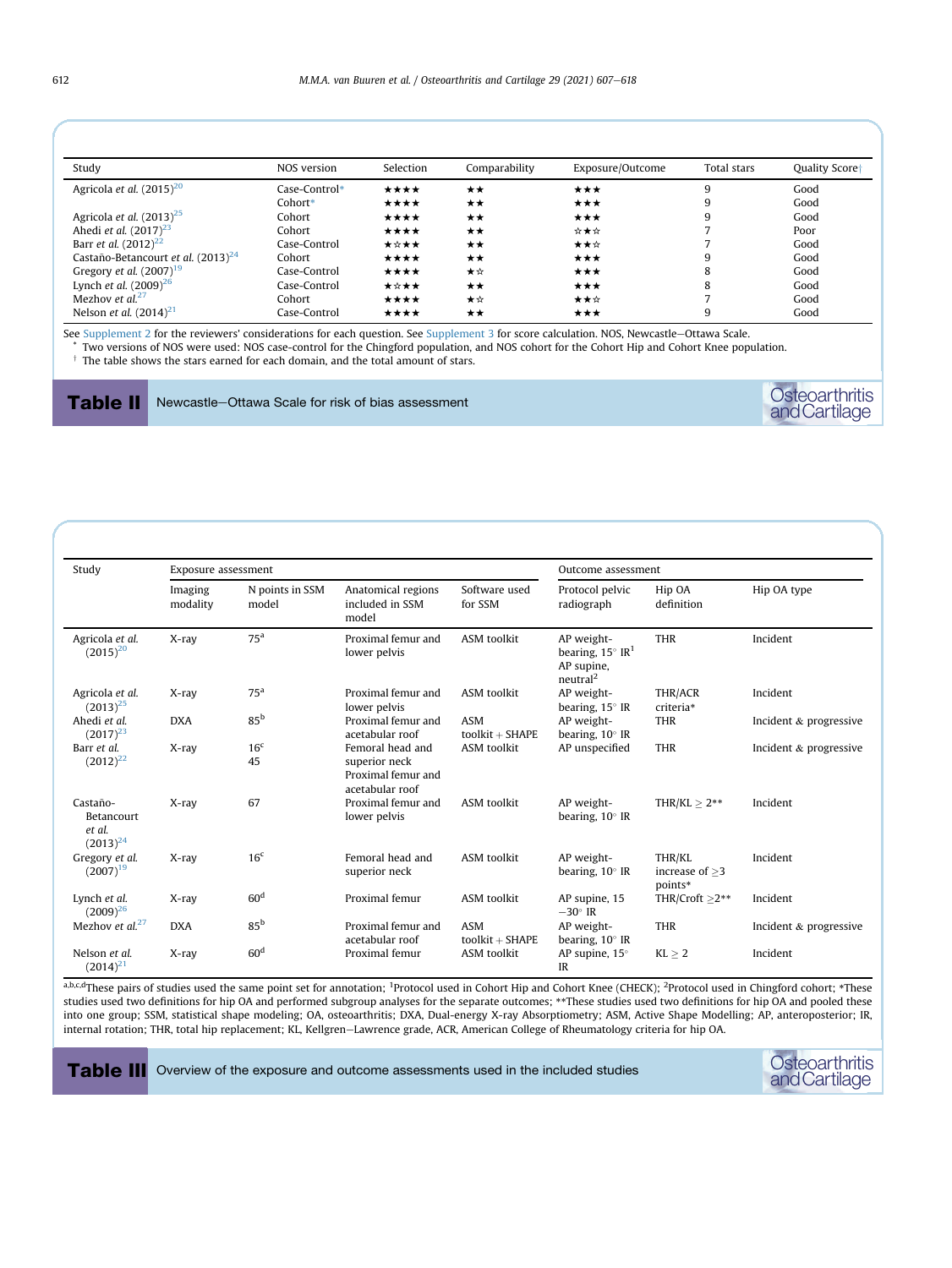**Table II** Newcastle–Ottawa Scale for risk of bias assessment

| Study | NOS version | Selection | Comparability | Exposure/Outcome | Total stars | Quality Score† |
|---|---|---|---|---|---|---|
| Agricola et al. (2015)[20] | Case-Control* | ★★★★ | ★★ | ★★★ | 9 | Good |
| | Cohort* | ★★★★ | ★★ | ★★★ | 9 | Good |
| Agricola et al. (2013)[25] | Cohort | ★★★★ | ★★ | ★★★ | 9 | Good |
| Ahedi et al. (2017)[23] | Cohort | ★★★★ | ★★ | ☆★☆ | 7 | Poor |
| Barr et al. (2012)[22] | Case-Control | ★☆★★ | ★★ | ★★☆ | 7 | Good |
| Castaño-Betancourt et al. (2013)[24] | Cohort | ★★★★ | ★★ | ★★★ | 9 | Good |
| Gregory et al. (2007)[19] | Case-Control | ★★★★ | ★☆ | ★★★ | 8 | Good |
| Lynch et al. (2009)[26] | Case-Control | ★☆★★ | ★★ | ★★★ | 8 | Good |
| Mezhov et al.[27] | Cohort | ★★★★ | ★☆ | ★★☆ | 7 | Good |
| Nelson et al. (2014)[21] | Case-Control | ★★★★ | ★★ | ★★★ | 9 | Good |

See Supplement 2 for the reviewers' considerations for each question. See Supplement 3 for score calculation. NOS, Newcastle–Ottawa Scale.

\* Two versions of NOS were used: NOS case-control for the Chingford population, and NOS cohort for the Cohort Hip and Cohort Knee population.

† The table shows the stars earned for each domain, and the total amount of stars.

**Table III** Overview of the exposure and outcome assessments used in the included studies

| Study | Exposure assessment | | | | Outcome assessment | | |
|---|---|---|---|---|---|---|---|
| | Imaging modality | N points in SSM model | Anatomical regions included in SSM model | Software used for SSM | Protocol pelvic radiograph | Hip OA definition | Hip OA type |
| Agricola et al. (2015)[20] | X-ray | 75[a] | Proximal femur and lower pelvis | ASM toolkit | AP weight-bearing, 15° IR[1] AP supine, neutral[2] | THR | Incident |
| Agricola et al. (2013)[25] | X-ray | 75[a] | Proximal femur and lower pelvis | ASM toolkit | AP weight-bearing, 15° IR | THR/ACR criteria* | Incident |
| Ahedi et al. (2017)[23] | DXA | 85[b] | Proximal femur and acetabular roof | ASM toolkit + SHAPE | AP weight-bearing, 10° IR | THR | Incident & progressive |
| Barr et al. (2012)[22] | X-ray | 16[c] 45 | Femoral head and superior neck Proximal femur and acetabular roof | ASM toolkit | AP unspecified | THR | Incident & progressive |
| Castaño-Betancourt et al. (2013)[24] | X-ray | 67 | Proximal femur and lower pelvis | ASM toolkit | AP weight-bearing, 10° IR | THR/KL ≥ 2** | Incident |
| Gregory et al. (2007)[19] | X-ray | 16[c] | Femoral head and superior neck | ASM toolkit | AP weight-bearing, 10° IR | THR/KL increase of ≥3 points* | Incident |
| Lynch et al. (2009)[26] | X-ray | 60[d] | Proximal femur | ASM toolkit | AP supine, 15 −30° IR | THR/Croft ≥2** | Incident |
| Mezhov et al.[27] | DXA | 85[b] | Proximal femur and acetabular roof | ASM toolkit + SHAPE | AP weight-bearing, 10° IR | THR | Incident & progressive |
| Nelson et al. (2014)[21] | X-ray | 60[d] | Proximal femur | ASM toolkit | AP supine, 15° IR | KL ≥ 2 | Incident |

[a,b,c,d] These pairs of studies used the same point set for annotation; [1] Protocol used in Cohort Hip and Cohort Knee (CHECK); [2] Protocol used in Chingford cohort; *These studies used two definitions for hip OA and performed subgroup analyses for the separate outcomes; **These studies used two definitions for hip OA and pooled these into one group; SSM, statistical shape modeling; OA, osteoarthritis; DXA, Dual-energy X-ray Absorptiometry; ASM, Active Shape Modelling; AP, anteroposterior; IR, internal rotation; THR, total hip replacement; KL, Kellgren–Lawrence grade, ACR, American College of Rheumatology criteria for hip OA.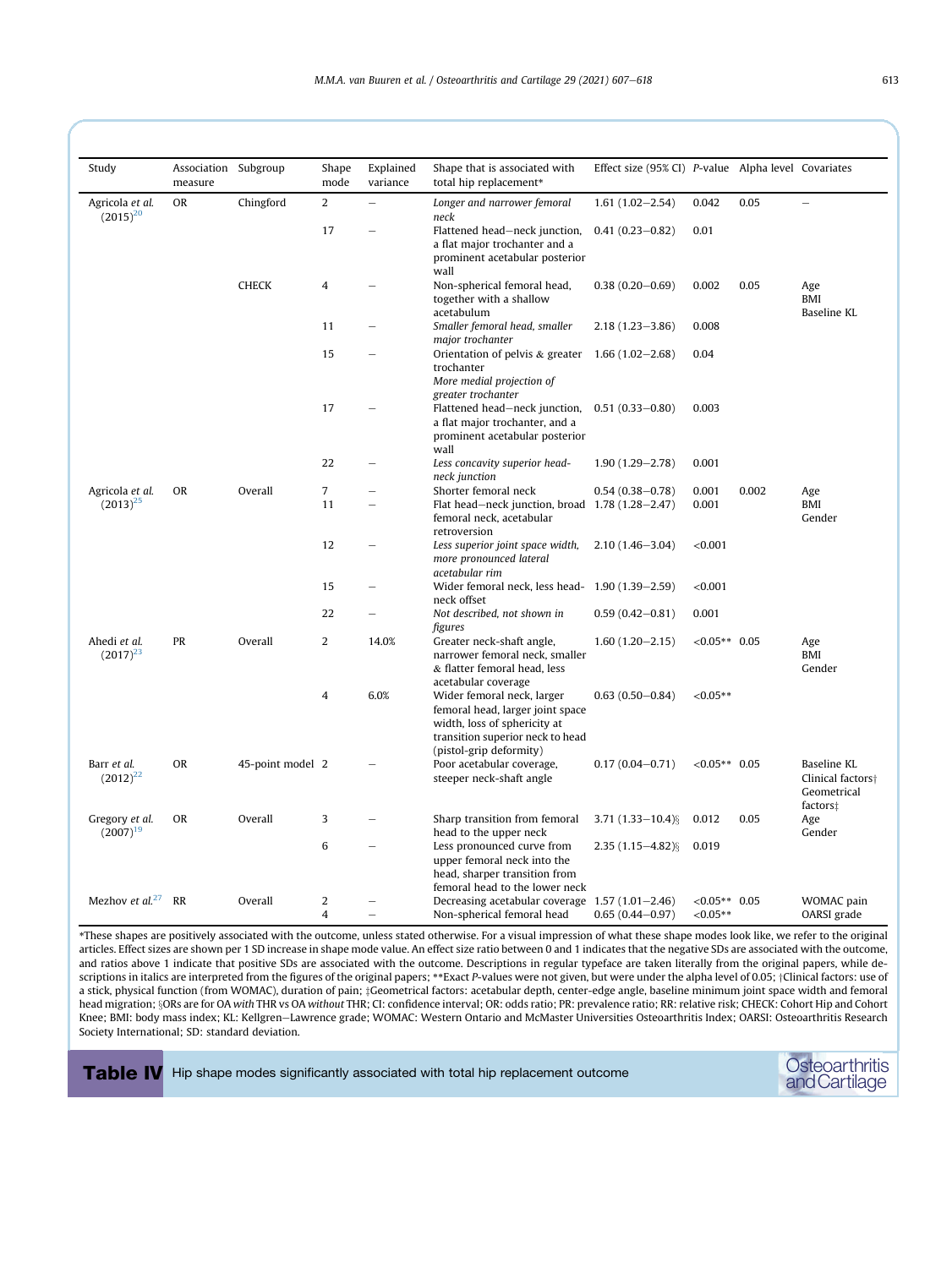| Study | Association measure | Subgroup | Shape mode | Explained variance | Shape that is associated with total hip replacement* | Effect size (95% CI) | *P*-value | Alpha level | Covariates |
|---|---|---|---|---|---|---|---|---|---|
| Agricola *et al.* (2015)[20] | OR | Chingford | 2 | – | *Longer and narrower femoral neck* | 1.61 (1.02–2.54) | 0.042 | 0.05 | – |
| | | | 17 | – | Flattened head–neck junction, a flat major trochanter and a prominent acetabular posterior wall | 0.41 (0.23–0.82) | 0.01 | | |
| | | CHECK | 4 | – | Non-spherical femoral head, together with a shallow acetabulum | 0.38 (0.20–0.69) | 0.002 | 0.05 | Age<br>BMI<br>Baseline KL |
| | | | 11 | – | *Smaller femoral head, smaller major trochanter* | 2.18 (1.23–3.86) | 0.008 | | |
| | | | 15 | – | Orientation of pelvis & greater trochanter<br>*More medial projection of greater trochanter* | 1.66 (1.02–2.68) | 0.04 | | |
| | | | 17 | – | Flattened head–neck junction, a flat major trochanter, and a prominent acetabular posterior wall | 0.51 (0.33–0.80) | 0.003 | | |
| | | | 22 | – | *Less concavity superior head-neck junction* | 1.90 (1.29–2.78) | 0.001 | | |
| Agricola *et al.* (2013)[25] | OR | Overall | 7 | – | Shorter femoral neck | 0.54 (0.38–0.78) | 0.001 | 0.002 | Age<br>BMI<br>Gender |
| | | | 11 | – | Flat head–neck junction, broad femoral neck, acetabular retroversion | 1.78 (1.28–2.47) | 0.001 | | |
| | | | 12 | – | *Less superior joint space width, more pronounced lateral acetabular rim* | 2.10 (1.46–3.04) | <0.001 | | |
| | | | 15 | – | Wider femoral neck, less head-neck offset | 1.90 (1.39–2.59) | <0.001 | | |
| | | | 22 | – | *Not described, not shown in figures* | 0.59 (0.42–0.81) | 0.001 | | |
| Ahedi *et al.* (2017)[23] | PR | Overall | 2 | 14.0% | Greater neck-shaft angle, narrower femoral neck, smaller & flatter femoral head, less acetabular coverage | 1.60 (1.20–2.15) | <0.05** | 0.05 | Age<br>BMI<br>Gender |
| | | | 4 | 6.0% | Wider femoral neck, larger femoral head, larger joint space width, loss of sphericity at transition superior neck to head (pistol-grip deformity) | 0.63 (0.50–0.84) | <0.05** | | |
| Barr *et al.* (2012)[22] | OR | 45-point model | 2 | – | Poor acetabular coverage, steeper neck-shaft angle | 0.17 (0.04–0.71) | <0.05** | 0.05 | Baseline KL<br>Clinical factors†<br>Geometrical factors‡ |
| Gregory *et al.* (2007)[19] | OR | Overall | 3 | – | Sharp transition from femoral head to the upper neck | 3.71 (1.33–10.4)§ | 0.012 | 0.05 | Age<br>Gender |
| | | | 6 | – | Less pronounced curve from upper femoral neck into the head, sharper transition from femoral head to the lower neck | 2.35 (1.15–4.82)§ | 0.019 | | |
| Mezhov *et al.*[27] | RR | Overall | 2 | – | Decreasing acetabular coverage | 1.57 (1.01–2.46) | <0.05** | 0.05 | WOMAC pain |
| | | | 4 | – | Non-spherical femoral head | 0.65 (0.44–0.97) | <0.05** | | OARSI grade |

*These shapes are positively associated with the outcome, unless stated otherwise. For a visual impression of what these shape modes look like, we refer to the original articles. Effect sizes are shown per 1 SD increase in shape mode value. An effect size ratio between 0 and 1 indicates that the negative SDs are associated with the outcome, and ratios above 1 indicate that positive SDs are associated with the outcome. Descriptions in regular typeface are taken literally from the original papers, while descriptions in italics are interpreted from the figures of the original papers; **Exact *P*-values were not given, but were under the alpha level of 0.05; †Clinical factors: use of a stick, physical function (from WOMAC), duration of pain; ‡Geometrical factors: acetabular depth, center-edge angle, baseline minimum joint space width and femoral head migration; §ORs are for OA *with* THR vs OA *without* THR; CI: confidence interval; OR: odds ratio; PR: prevalence ratio; RR: relative risk; CHECK: Cohort Hip and Cohort Knee; BMI: body mass index; KL: Kellgren–Lawrence grade; WOMAC: Western Ontario and McMaster Universities Osteoarthritis Index; OARSI: Osteoarthritis Research Society International; SD: standard deviation.

**Table IV** Hip shape modes significantly associated with total hip replacement outcome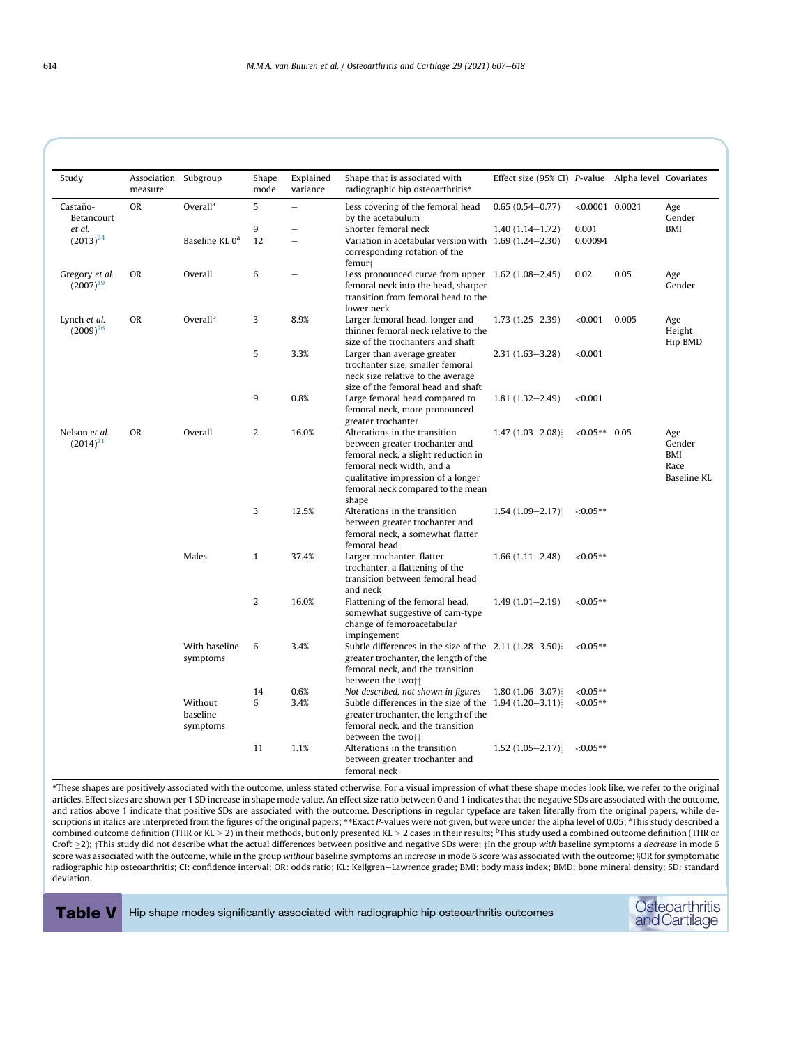**Table V** Hip shape modes significantly associated with radiographic hip osteoarthritis outcomes

| Study | Association measure | Subgroup | Shape mode | Explained variance | Shape that is associated with radiographic hip osteoarthritis* | Effect size (95% CI) | *P*-value | Alpha level | Covariates |
|---|---|---|---|---|---|---|---|---|---|
| Castaño-Betancourt *et al.* (2013)[24] | OR | Overall[a] | 5 | – | Less covering of the femoral head by the acetabulum | 0.65 (0.54–0.77) | <0.0001 | 0.0021 | Age Gender BMI |
| | | | 9 | – | Shorter femoral neck | 1.40 (1.14–1.72) | 0.001 | | |
| | | Baseline KL 0[a] | 12 | – | Variation in acetabular version with corresponding rotation of the femur† | 1.69 (1.24–2.30) | 0.00094 | | |
| Gregory *et al.* (2007)[19] | OR | Overall | 6 | – | Less pronounced curve from upper femoral neck into the head, sharper transition from femoral head to the lower neck | 1.62 (1.08–2.45) | 0.02 | 0.05 | Age Gender |
| Lynch *et al.* (2009)[26] | OR | Overall[b] | 3 | 8.9% | Larger femoral head, longer and thinner femoral neck relative to the size of the trochanters and shaft | 1.73 (1.25–2.39) | <0.001 | 0.005 | Age Height Hip BMD |
| | | | 5 | 3.3% | Larger than average greater trochanter size, smaller femoral neck size relative to the average size of the femoral head and shaft | 2.31 (1.63–3.28) | <0.001 | | |
| | | | 9 | 0.8% | Large femoral head compared to femoral neck, more pronounced greater trochanter | 1.81 (1.32–2.49) | <0.001 | | |
| Nelson *et al.* (2014)[21] | OR | Overall | 2 | 16.0% | Alterations in the transition between greater trochanter and femoral neck, a slight reduction in femoral neck width, and a qualitative impression of a longer femoral neck compared to the mean shape | 1.47 (1.03–2.08)§ | <0.05** | 0.05 | Age Gender BMI Race Baseline KL |
| | | | 3 | 12.5% | Alterations in the transition between greater trochanter and femoral neck, a somewhat flatter femoral head | 1.54 (1.09–2.17)§ | <0.05** | | |
| | | Males | 1 | 37.4% | Larger trochanter, flatter trochanter, a flattening of the transition between femoral head and neck | 1.66 (1.11–2.48) | <0.05** | | |
| | | | 2 | 16.0% | Flattening of the femoral head, somewhat suggestive of cam-type change of femoroacetabular impingement | 1.49 (1.01–2.19) | <0.05** | | |
| | | With baseline symptoms | 6 | 3.4% | Subtle differences in the size of the greater trochanter, the length of the femoral neck, and the transition between the two†‡ | 2.11 (1.28–3.50)§ | <0.05** | | |
| | | | 14 | 0.6% | *Not described, not shown in figures* | 1.80 (1.06–3.07)§ | <0.05** | | |
| | | Without baseline symptoms | 6 | 3.4% | Subtle differences in the size of the greater trochanter, the length of the femoral neck, and the transition between the two†‡ | 1.94 (1.20–3.11)§ | <0.05** | | |
| | | | 11 | 1.1% | Alterations in the transition between greater trochanter and femoral neck | 1.52 (1.05–2.17)§ | <0.05** | | |

*These shapes are positively associated with the outcome, unless stated otherwise. For a visual impression of what these shape modes look like, we refer to the original articles. Effect sizes are shown per 1 SD increase in shape mode value. An effect size ratio between 0 and 1 indicates that the negative SDs are associated with the outcome, and ratios above 1 indicate that positive SDs are associated with the outcome. Descriptions in regular typeface are taken literally from the original papers, while descriptions in italics are interpreted from the figures of the original papers; **Exact *P*-values were not given, but were under the alpha level of 0.05; [a]This study described a combined outcome definition (THR or KL ≥ 2) in their methods, but only presented KL ≥ 2 cases in their results; [b]This study used a combined outcome definition (THR or Croft ≥2); †This study did not describe what the actual differences between positive and negative SDs were; ‡In the group *with* baseline symptoms a *decrease* in mode 6 score was associated with the outcome, while in the group *without* baseline symptoms an *increase* in mode 6 score was associated with the outcome; §OR for symptomatic radiographic hip osteoarthritis; CI: confidence interval; OR: odds ratio; KL: Kellgren–Lawrence grade; BMI: body mass index; BMD: bone mineral density; SD: standard deviation.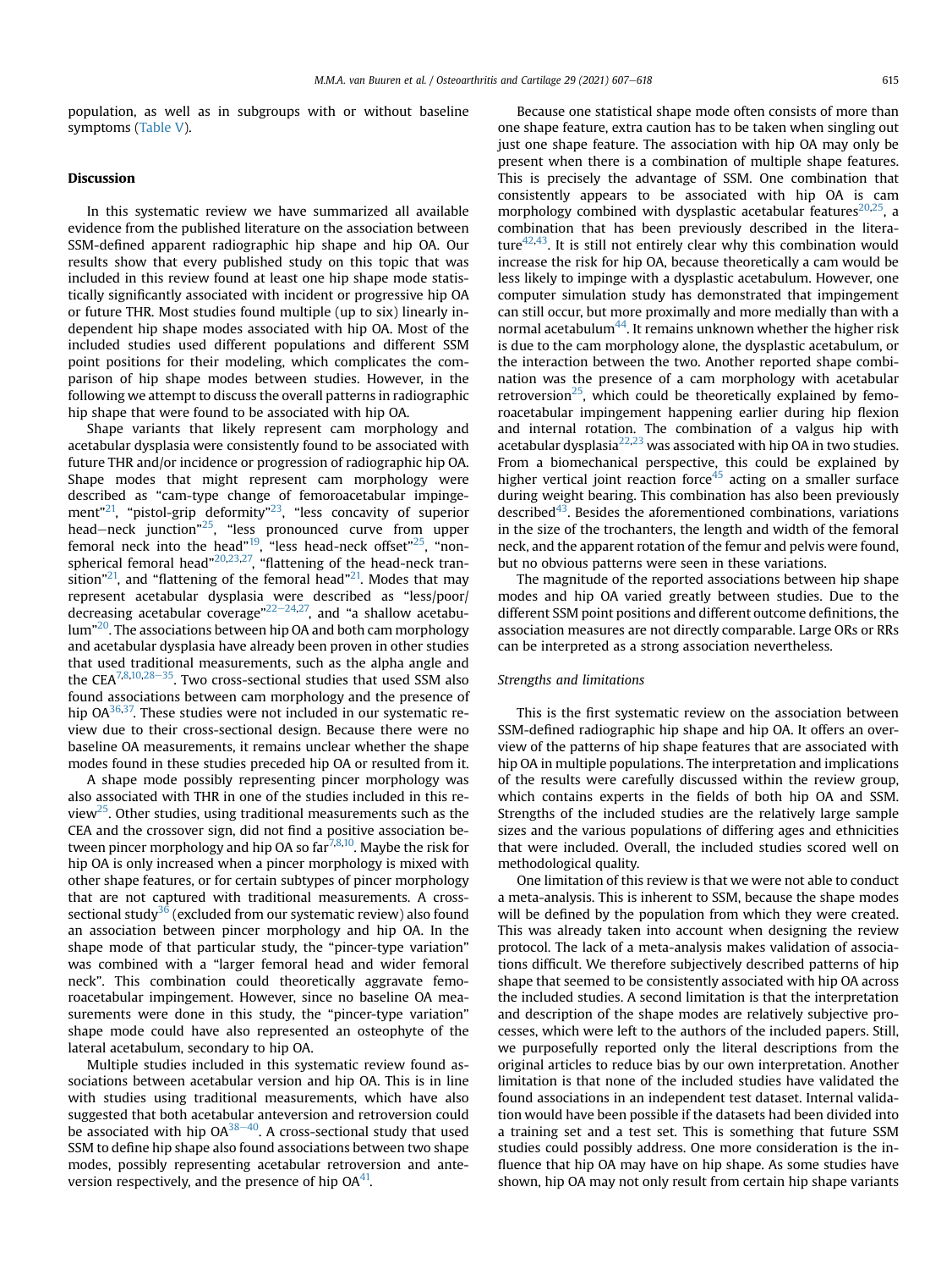population, as well as in subgroups with or without baseline symptoms (Table V).

## Discussion

In this systematic review we have summarized all available evidence from the published literature on the association between SSM-defined apparent radiographic hip shape and hip OA. Our results show that every published study on this topic that was included in this review found at least one hip shape mode statistically significantly associated with incident or progressive hip OA or future THR. Most studies found multiple (up to six) linearly independent hip shape modes associated with hip OA. Most of the included studies used different populations and different SSM point positions for their modeling, which complicates the comparison of hip shape modes between studies. However, in the following we attempt to discuss the overall patterns in radiographic hip shape that were found to be associated with hip OA.

Shape variants that likely represent cam morphology and acetabular dysplasia were consistently found to be associated with future THR and/or incidence or progression of radiographic hip OA. Shape modes that might represent cam morphology were described as "cam-type change of femoroacetabular impingement"[21], "pistol-grip deformity"[23], "less concavity of superior head–neck junction"[25], "less pronounced curve from upper femoral neck into the head"[19], "less head-neck offset"[25], "non-spherical femoral head"[20,23,27], "flattening of the head-neck transition"[21], and "flattening of the femoral head"[21]. Modes that may represent acetabular dysplasia were described as "less/poor/decreasing acetabular coverage"[22–24,27], and "a shallow acetabulum"[20]. The associations between hip OA and both cam morphology and acetabular dysplasia have already been proven in other studies that used traditional measurements, such as the alpha angle and the CEA[7,8,10,28–35]. Two cross-sectional studies that used SSM also found associations between cam morphology and the presence of hip OA[36,37]. These studies were not included in our systematic review due to their cross-sectional design. Because there were no baseline OA measurements, it remains unclear whether the shape modes found in these studies preceded hip OA or resulted from it.

A shape mode possibly representing pincer morphology was also associated with THR in one of the studies included in this review[25]. Other studies, using traditional measurements such as the CEA and the crossover sign, did not find a positive association between pincer morphology and hip OA so far[7,8,10]. Maybe the risk for hip OA is only increased when a pincer morphology is mixed with other shape features, or for certain subtypes of pincer morphology that are not captured with traditional measurements. A cross-sectional study[36] (excluded from our systematic review) also found an association between pincer morphology and hip OA. In the shape mode of that particular study, the "pincer-type variation" was combined with a "larger femoral head and wider femoral neck". This combination could theoretically aggravate femoroacetabular impingement. However, since no baseline OA measurements were done in this study, the "pincer-type variation" shape mode could have also represented an osteophyte of the lateral acetabulum, secondary to hip OA.

Multiple studies included in this systematic review found associations between acetabular version and hip OA. This is in line with studies using traditional measurements, which have also suggested that both acetabular anteversion and retroversion could be associated with hip OA[38–40]. A cross-sectional study that used SSM to define hip shape also found associations between two shape modes, possibly representing acetabular retroversion and anteversion respectively, and the presence of hip OA[41].

Because one statistical shape mode often consists of more than one shape feature, extra caution has to be taken when singling out just one shape feature. The association with hip OA may only be present when there is a combination of multiple shape features. This is precisely the advantage of SSM. One combination that consistently appears to be associated with hip OA is cam morphology combined with dysplastic acetabular features[20,25], a combination that has been previously described in the literature[42,43]. It is still not entirely clear why this combination would increase the risk for hip OA, because theoretically a cam would be less likely to impinge with a dysplastic acetabulum. However, one computer simulation study has demonstrated that impingement can still occur, but more proximally and more medially than with a normal acetabulum[44]. It remains unknown whether the higher risk is due to the cam morphology alone, the dysplastic acetabulum, or the interaction between the two. Another reported shape combination was the presence of a cam morphology with acetabular retroversion[25], which could be theoretically explained by femoroacetabular impingement happening earlier during hip flexion and internal rotation. The combination of a valgus hip with acetabular dysplasia[22,23] was associated with hip OA in two studies. From a biomechanical perspective, this could be explained by higher vertical joint reaction force[45] acting on a smaller surface during weight bearing. This combination has also been previously described[43]. Besides the aforementioned combinations, variations in the size of the trochanters, the length and width of the femoral neck, and the apparent rotation of the femur and pelvis were found, but no obvious patterns were seen in these variations.

The magnitude of the reported associations between hip shape modes and hip OA varied greatly between studies. Due to the different SSM point positions and different outcome definitions, the association measures are not directly comparable. Large ORs or RRs can be interpreted as a strong association nevertheless.

### Strengths and limitations

This is the first systematic review on the association between SSM-defined radiographic hip shape and hip OA. It offers an overview of the patterns of hip shape features that are associated with hip OA in multiple populations. The interpretation and implications of the results were carefully discussed within the review group, which contains experts in the fields of both hip OA and SSM. Strengths of the included studies are the relatively large sample sizes and the various populations of differing ages and ethnicities that were included. Overall, the included studies scored well on methodological quality.

One limitation of this review is that we were not able to conduct a meta-analysis. This is inherent to SSM, because the shape modes will be defined by the population from which they were created. This was already taken into account when designing the review protocol. The lack of a meta-analysis makes validation of associations difficult. We therefore subjectively described patterns of hip shape that seemed to be consistently associated with hip OA across the included studies. A second limitation is that the interpretation and description of the shape modes are relatively subjective processes, which were left to the authors of the included papers. Still, we purposefully reported only the literal descriptions from the original articles to reduce bias by our own interpretation. Another limitation is that none of the included studies have validated the found associations in an independent test dataset. Internal validation would have been possible if the datasets had been divided into a training set and a test set. This is something that future SSM studies could possibly address. One more consideration is the influence that hip OA may have on hip shape. As some studies have shown, hip OA may not only result from certain hip shape variants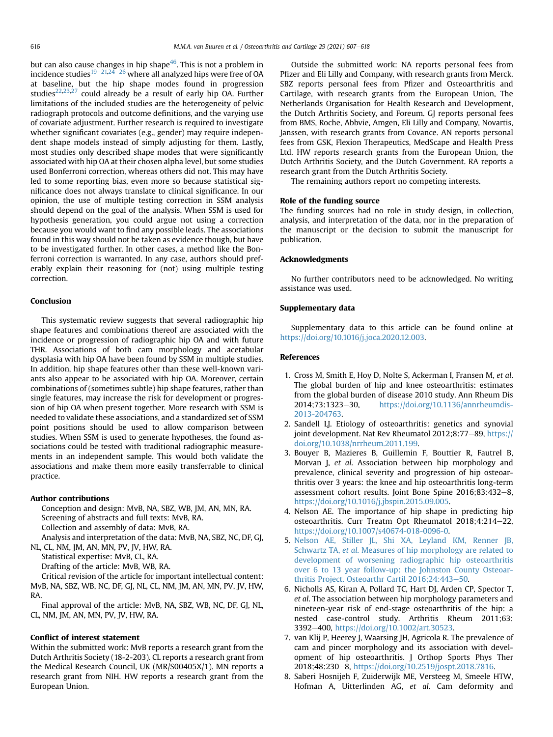but can also cause changes in hip shape[46]. This is not a problem in incidence studies[19–21,24–26] where all analyzed hips were free of OA at baseline, but the hip shape modes found in progression studies[22,23,27] could already be a result of early hip OA. Further limitations of the included studies are the heterogeneity of pelvic radiograph protocols and outcome definitions, and the varying use of covariate adjustment. Further research is required to investigate whether significant covariates (e.g., gender) may require independent shape models instead of simply adjusting for them. Lastly, most studies only described shape modes that were significantly associated with hip OA at their chosen alpha level, but some studies used Bonferroni correction, whereas others did not. This may have led to some reporting bias, even more so because statistical significance does not always translate to clinical significance. In our opinion, the use of multiple testing correction in SSM analysis should depend on the goal of the analysis. When SSM is used for hypothesis generation, you could argue not using a correction because you would want to find any possible leads. The associations found in this way should not be taken as evidence though, but have to be investigated further. In other cases, a method like the Bonferroni correction is warranted. In any case, authors should preferably explain their reasoning for (not) using multiple testing correction.

## Conclusion

This systematic review suggests that several radiographic hip shape features and combinations thereof are associated with the incidence or progression of radiographic hip OA and with future THR. Associations of both cam morphology and acetabular dysplasia with hip OA have been found by SSM in multiple studies. In addition, hip shape features other than these well-known variants also appear to be associated with hip OA. Moreover, certain combinations of (sometimes subtle) hip shape features, rather than single features, may increase the risk for development or progression of hip OA when present together. More research with SSM is needed to validate these associations, and a standardized set of SSM point positions should be used to allow comparison between studies. When SSM is used to generate hypotheses, the found associations could be tested with traditional radiographic measurements in an independent sample. This would both validate the associations and make them more easily transferrable to clinical practice.

## Author contributions

Conception and design: MvB, NA, SBZ, WB, JM, AN, MN, RA.

Screening of abstracts and full texts: MvB, RA.

Collection and assembly of data: MvB, RA.

Analysis and interpretation of the data: MvB, NA, SBZ, NC, DF, GJ, NL, CL, NM, JM, AN, MN, PV, JV, HW, RA.

Statistical expertise: MvB, CL, RA.

Drafting of the article: MvB, WB, RA.

Critical revision of the article for important intellectual content: MvB, NA, SBZ, WB, NC, DF, GJ, NL, CL, NM, JM, AN, MN, PV, JV, HW, RA.

Final approval of the article: MvB, NA, SBZ, WB, NC, DF, GJ, NL, CL, NM, JM, AN, MN, PV, JV, HW, RA.

## Conflict of interest statement

Within the submitted work: MvB reports a research grant from the Dutch Arthritis Society (18-2-203). CL reports a research grant from the Medical Research Council, UK (MR/S00405X/1). MN reports a research grant from NIH. HW reports a research grant from the European Union.

Outside the submitted work: NA reports personal fees from Pfizer and Eli Lilly and Company, with research grants from Merck. SBZ reports personal fees from Pfizer and Osteoarthritis and Cartilage, with research grants from the European Union, The Netherlands Organisation for Health Research and Development, the Dutch Arthritis Society, and Foreum. GJ reports personal fees from BMS, Roche, Abbvie, Amgen, Eli Lilly and Company, Novartis, Janssen, with research grants from Covance. AN reports personal fees from GSK, Flexion Therapeutics, MedScape and Health Press Ltd. HW reports research grants from the European Union, the Dutch Arthritis Society, and the Dutch Government. RA reports a research grant from the Dutch Arthritis Society.

The remaining authors report no competing interests.

## Role of the funding source

The funding sources had no role in study design, in collection, analysis, and interpretation of the data, nor in the preparation of the manuscript or the decision to submit the manuscript for publication.

## Acknowledgments

No further contributors need to be acknowledged. No writing assistance was used.

## Supplementary data

Supplementary data to this article can be found online at https://doi.org/10.1016/j.joca.2020.12.003.

## References

1. Cross M, Smith E, Hoy D, Nolte S, Ackerman I, Fransen M, *et al.* The global burden of hip and knee osteoarthritis: estimates from the global burden of disease 2010 study. Ann Rheum Dis 2014;73:1323–30, https://doi.org/10.1136/annrheumdis-2013-204763.
2. Sandell LJ. Etiology of osteoarthritis: genetics and synovial joint development. Nat Rev Rheumatol 2012;8:77–89, https://doi.org/10.1038/nrrheum.2011.199.
3. Bouyer B, Mazieres B, Guillemin F, Bouttier R, Fautrel B, Morvan J, *et al.* Association between hip morphology and prevalence, clinical severity and progression of hip osteoarthritis over 3 years: the knee and hip osteoarthritis long-term assessment cohort results. Joint Bone Spine 2016;83:432–8, https://doi.org/10.1016/j.jbspin.2015.09.005.
4. Nelson AE. The importance of hip shape in predicting hip osteoarthritis. Curr Treatm Opt Rheumatol 2018;4:214–22, https://doi.org/10.1007/s40674-018-0096-0.
5. Nelson AE, Stiller JL, Shi XA, Leyland KM, Renner JB, Schwartz TA, *et al.* Measures of hip morphology are related to development of worsening radiographic hip osteoarthritis over 6 to 13 year follow-up: the Johnston County Osteoarthritis Project. Osteoarthr Cartil 2016;24:443–50.
6. Nicholls AS, Kiran A, Pollard TC, Hart DJ, Arden CP, Spector T, *et al.* The association between hip morphology parameters and nineteen-year risk of end-stage osteoarthritis of the hip: a nested case-control study. Arthritis Rheum 2011;63:3392–400, https://doi.org/10.1002/art.30523.
7. van Klij P, Heerey J, Waarsing JH, Agricola R. The prevalence of cam and pincer morphology and its association with development of hip osteoarthritis. J Orthop Sports Phys Ther 2018;48:230–8, https://doi.org/10.2519/jospt.2018.7816.
8. Saberi Hosnijeh F, Zuiderwijk ME, Versteeg M, Smeele HTW, Hofman A, Uitterlinden AG, *et al.* Cam deformity and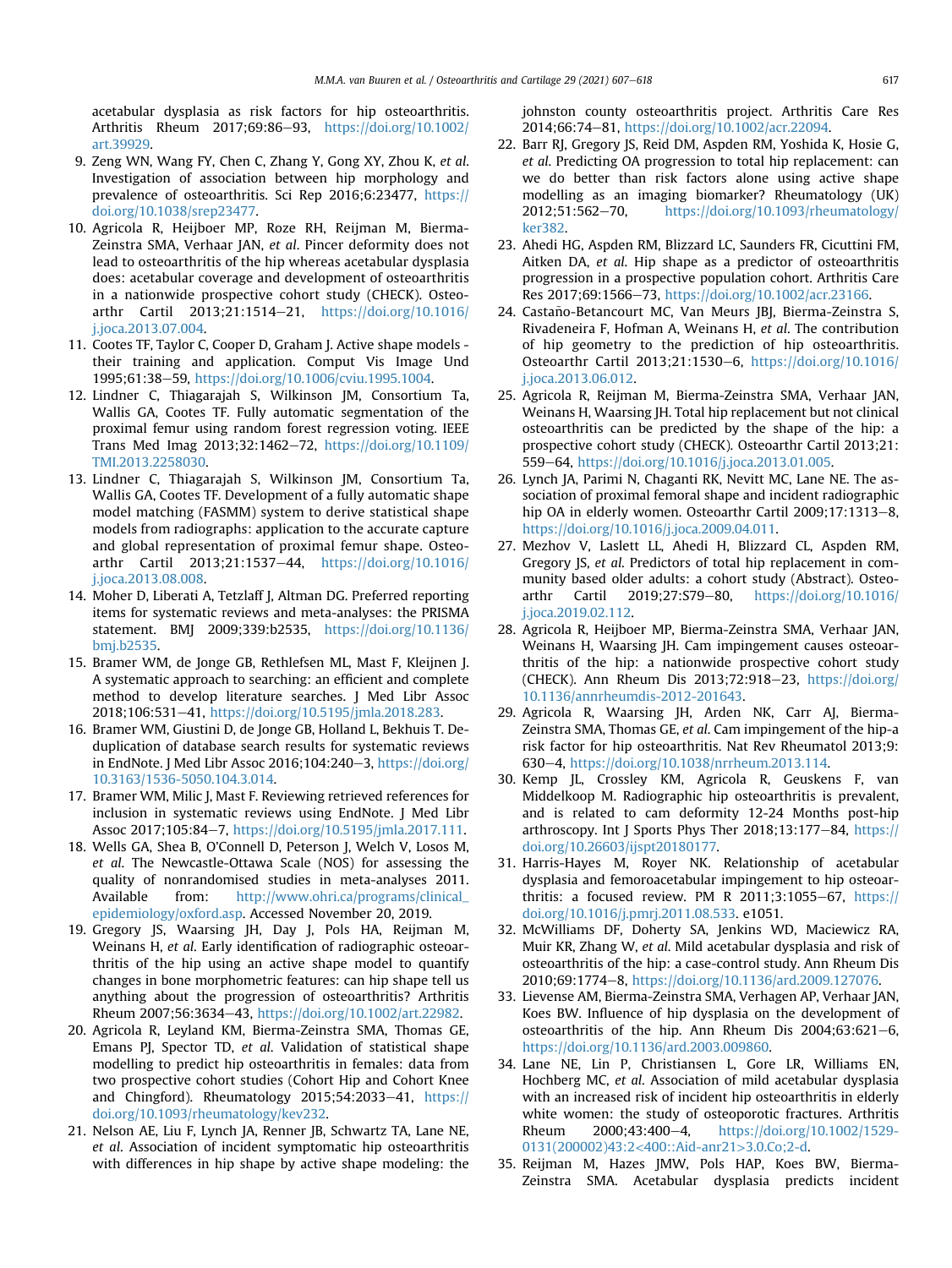acetabular dysplasia as risk factors for hip osteoarthritis. Arthritis Rheum 2017;69:86–93, https://doi.org/10.1002/art.39929.

9. Zeng WN, Wang FY, Chen C, Zhang Y, Gong XY, Zhou K, *et al.* Investigation of association between hip morphology and prevalence of osteoarthritis. Sci Rep 2016;6:23477, https://doi.org/10.1038/srep23477.
10. Agricola R, Heijboer MP, Roze RH, Reijman M, Bierma-Zeinstra SMA, Verhaar JAN, *et al.* Pincer deformity does not lead to osteoarthritis of the hip whereas acetabular dysplasia does: acetabular coverage and development of osteoarthritis in a nationwide prospective cohort study (CHECK). Osteoarthr Cartil 2013;21:1514–21, https://doi.org/10.1016/j.joca.2013.07.004.
11. Cootes TF, Taylor C, Cooper D, Graham J. Active shape models - their training and application. Comput Vis Image Und 1995;61:38–59, https://doi.org/10.1006/cviu.1995.1004.
12. Lindner C, Thiagarajah S, Wilkinson JM, Consortium Ta, Wallis GA, Cootes TF. Fully automatic segmentation of the proximal femur using random forest regression voting. IEEE Trans Med Imag 2013;32:1462–72, https://doi.org/10.1109/TMI.2013.2258030.
13. Lindner C, Thiagarajah S, Wilkinson JM, Consortium Ta, Wallis GA, Cootes TF. Development of a fully automatic shape model matching (FASMM) system to derive statistical shape models from radiographs: application to the accurate capture and global representation of proximal femur shape. Osteoarthr Cartil 2013;21:1537–44, https://doi.org/10.1016/j.joca.2013.08.008.
14. Moher D, Liberati A, Tetzlaff J, Altman DG. Preferred reporting items for systematic reviews and meta-analyses: the PRISMA statement. BMJ 2009;339:b2535, https://doi.org/10.1136/bmj.b2535.
15. Bramer WM, de Jonge GB, Rethlefsen ML, Mast F, Kleijnen J. A systematic approach to searching: an efficient and complete method to develop literature searches. J Med Libr Assoc 2018;106:531–41, https://doi.org/10.5195/jmla.2018.283.
16. Bramer WM, Giustini D, de Jonge GB, Holland L, Bekhuis T. De-duplication of database search results for systematic reviews in EndNote. J Med Libr Assoc 2016;104:240–3, https://doi.org/10.3163/1536-5050.104.3.014.
17. Bramer WM, Milic J, Mast F. Reviewing retrieved references for inclusion in systematic reviews using EndNote. J Med Libr Assoc 2017;105:84–7, https://doi.org/10.5195/jmla.2017.111.
18. Wells GA, Shea B, O'Connell D, Peterson J, Welch V, Losos M, *et al.* The Newcastle-Ottawa Scale (NOS) for assessing the quality of nonrandomised studies in meta-analyses 2011. Available from: http://www.ohri.ca/programs/clinical_epidemiology/oxford.asp. Accessed November 20, 2019.
19. Gregory JS, Waarsing JH, Day J, Pols HA, Reijman M, Weinans H, *et al.* Early identification of radiographic osteoarthritis of the hip using an active shape model to quantify changes in bone morphometric features: can hip shape tell us anything about the progression of osteoarthritis? Arthritis Rheum 2007;56:3634–43, https://doi.org/10.1002/art.22982.
20. Agricola R, Leyland KM, Bierma-Zeinstra SMA, Thomas GE, Emans PJ, Spector TD, *et al.* Validation of statistical shape modelling to predict hip osteoarthritis in females: data from two prospective cohort studies (Cohort Hip and Cohort Knee and Chingford). Rheumatology 2015;54:2033–41, https://doi.org/10.1093/rheumatology/kev232.
21. Nelson AE, Liu F, Lynch JA, Renner JB, Schwartz TA, Lane NE, *et al.* Association of incident symptomatic hip osteoarthritis with differences in hip shape by active shape modeling: the johnston county osteoarthritis project. Arthritis Care Res 2014;66:74–81, https://doi.org/10.1002/acr.22094.
22. Barr RJ, Gregory JS, Reid DM, Aspden RM, Yoshida K, Hosie G, *et al.* Predicting OA progression to total hip replacement: can we do better than risk factors alone using active shape modelling as an imaging biomarker? Rheumatology (UK) 2012;51:562–70, https://doi.org/10.1093/rheumatology/ker382.
23. Ahedi HG, Aspden RM, Blizzard LC, Saunders FR, Cicuttini FM, Aitken DA, *et al.* Hip shape as a predictor of osteoarthritis progression in a prospective population cohort. Arthritis Care Res 2017;69:1566–73, https://doi.org/10.1002/acr.23166.
24. Castaño-Betancourt MC, Van Meurs JBJ, Bierma-Zeinstra S, Rivadeneira F, Hofman A, Weinans H, *et al.* The contribution of hip geometry to the prediction of hip osteoarthritis. Osteoarthr Cartil 2013;21:1530–6, https://doi.org/10.1016/j.joca.2013.06.012.
25. Agricola R, Reijman M, Bierma-Zeinstra SMA, Verhaar JAN, Weinans H, Waarsing JH. Total hip replacement but not clinical osteoarthritis can be predicted by the shape of the hip: a prospective cohort study (CHECK). Osteoarthr Cartil 2013;21:559–64, https://doi.org/10.1016/j.joca.2013.01.005.
26. Lynch JA, Parimi N, Chaganti RK, Nevitt MC, Lane NE. The association of proximal femoral shape and incident radiographic hip OA in elderly women. Osteoarthr Cartil 2009;17:1313–8, https://doi.org/10.1016/j.joca.2009.04.011.
27. Mezhov V, Laslett LL, Ahedi H, Blizzard CL, Aspden RM, Gregory JS, *et al.* Predictors of total hip replacement in community based older adults: a cohort study (Abstract). Osteoarthr Cartil 2019;27:S79–80, https://doi.org/10.1016/j.joca.2019.02.112.
28. Agricola R, Heijboer MP, Bierma-Zeinstra SMA, Verhaar JAN, Weinans H, Waarsing JH. Cam impingement causes osteoarthritis of the hip: a nationwide prospective cohort study (CHECK). Ann Rheum Dis 2013;72:918–23, https://doi.org/10.1136/annrheumdis-2012-201643.
29. Agricola R, Waarsing JH, Arden NK, Carr AJ, Bierma-Zeinstra SMA, Thomas GE, *et al.* Cam impingement of the hip-a risk factor for hip osteoarthritis. Nat Rev Rheumatol 2013;9:630–4, https://doi.org/10.1038/nrrheum.2013.114.
30. Kemp JL, Crossley KM, Agricola R, Geuskens F, van Middelkoop M. Radiographic hip osteoarthritis is prevalent, and is related to cam deformity 12-24 Months post-hip arthroscopy. Int J Sports Phys Ther 2018;13:177–84, https://doi.org/10.26603/ijspt20180177.
31. Harris-Hayes M, Royer NK. Relationship of acetabular dysplasia and femoroacetabular impingement to hip osteoarthritis: a focused review. PM R 2011;3:1055–67, https://doi.org/10.1016/j.pmrj.2011.08.533. e1051.
32. McWilliams DF, Doherty SA, Jenkins WD, Maciewicz RA, Muir KR, Zhang W, *et al.* Mild acetabular dysplasia and risk of osteoarthritis of the hip: a case-control study. Ann Rheum Dis 2010;69:1774–8, https://doi.org/10.1136/ard.2009.127076.
33. Lievense AM, Bierma-Zeinstra SMA, Verhagen AP, Verhaar JAN, Koes BW. Influence of hip dysplasia on the development of osteoarthritis of the hip. Ann Rheum Dis 2004;63:621–6, https://doi.org/10.1136/ard.2003.009860.
34. Lane NE, Lin P, Christiansen L, Gore LR, Williams EN, Hochberg MC, *et al.* Association of mild acetabular dysplasia with an increased risk of incident hip osteoarthritis in elderly white women: the study of osteoporotic fractures. Arthritis Rheum 2000;43:400–4, https://doi.org/10.1002/1529-0131(200002)43:2<400::Aid-anr21>3.0.Co;2-d.
35. Reijman M, Hazes JMW, Pols HAP, Koes BW, Bierma-Zeinstra SMA. Acetabular dysplasia predicts incident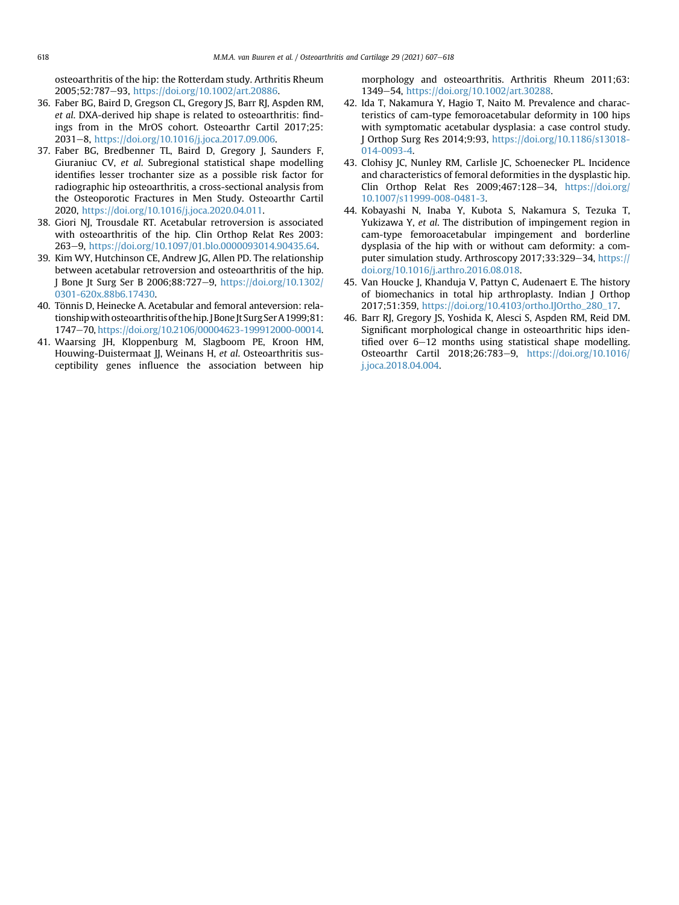osteoarthritis of the hip: the Rotterdam study. Arthritis Rheum 2005;52:787–93, https://doi.org/10.1002/art.20886.

36. Faber BG, Baird D, Gregson CL, Gregory JS, Barr RJ, Aspden RM, *et al*. DXA-derived hip shape is related to osteoarthritis: findings from in the MrOS cohort. Osteoarthr Cartil 2017;25: 2031–8, https://doi.org/10.1016/j.joca.2017.09.006.
37. Faber BG, Bredbenner TL, Baird D, Gregory J, Saunders F, Giuraniuc CV, *et al*. Subregional statistical shape modelling identifies lesser trochanter size as a possible risk factor for radiographic hip osteoarthritis, a cross-sectional analysis from the Osteoporotic Fractures in Men Study. Osteoarthr Cartil 2020, https://doi.org/10.1016/j.joca.2020.04.011.
38. Giori NJ, Trousdale RT. Acetabular retroversion is associated with osteoarthritis of the hip. Clin Orthop Relat Res 2003: 263–9, https://doi.org/10.1097/01.blo.0000093014.90435.64.
39. Kim WY, Hutchinson CE, Andrew JG, Allen PD. The relationship between acetabular retroversion and osteoarthritis of the hip. J Bone Jt Surg Ser B 2006;88:727–9, https://doi.org/10.1302/0301-620x.88b6.17430.
40. Tönnis D, Heinecke A. Acetabular and femoral anteversion: relationship with osteoarthritis of the hip. J Bone Jt Surg Ser A 1999;81: 1747–70, https://doi.org/10.2106/00004623-199912000-00014.
41. Waarsing JH, Kloppenburg M, Slagboom PE, Kroon HM, Houwing-Duistermaat JJ, Weinans H, *et al*. Osteoarthritis susceptibility genes influence the association between hip morphology and osteoarthritis. Arthritis Rheum 2011;63: 1349–54, https://doi.org/10.1002/art.30288.
42. Ida T, Nakamura Y, Hagio T, Naito M. Prevalence and characteristics of cam-type femoroacetabular deformity in 100 hips with symptomatic acetabular dysplasia: a case control study. J Orthop Surg Res 2014;9:93, https://doi.org/10.1186/s13018-014-0093-4.
43. Clohisy JC, Nunley RM, Carlisle JC, Schoenecker PL. Incidence and characteristics of femoral deformities in the dysplastic hip. Clin Orthop Relat Res 2009;467:128–34, https://doi.org/10.1007/s11999-008-0481-3.
44. Kobayashi N, Inaba Y, Kubota S, Nakamura S, Tezuka T, Yukizawa Y, *et al*. The distribution of impingement region in cam-type femoroacetabular impingement and borderline dysplasia of the hip with or without cam deformity: a computer simulation study. Arthroscopy 2017;33:329–34, https://doi.org/10.1016/j.arthro.2016.08.018.
45. Van Houcke J, Khanduja V, Pattyn C, Audenaert E. The history of biomechanics in total hip arthroplasty. Indian J Orthop 2017;51:359, https://doi.org/10.4103/ortho.IJOrtho_280_17.
46. Barr RJ, Gregory JS, Yoshida K, Alesci S, Aspden RM, Reid DM. Significant morphological change in osteoarthritic hips identified over 6–12 months using statistical shape modelling. Osteoarthr Cartil 2018;26:783–9, https://doi.org/10.1016/j.joca.2018.04.004.